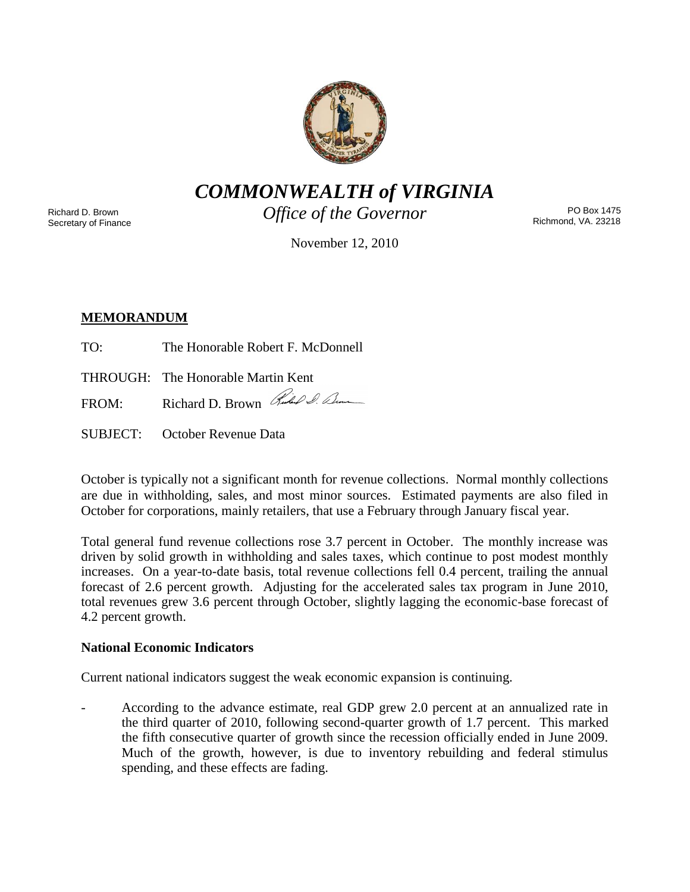# *COMMONWEALTH of VIRGINIA*

*Office of the Governor*

Richard D. Brown
Secretary of Finance

PO Box 1475
Richmond, VA. 23218

November 12, 2010

## MEMORANDUM

TO: The Honorable Robert F. McDonnell

THROUGH: The Honorable Martin Kent

FROM: Richard D. Brown

SUBJECT: October Revenue Data

October is typically not a significant month for revenue collections. Normal monthly collections are due in withholding, sales, and most minor sources. Estimated payments are also filed in October for corporations, mainly retailers, that use a February through January fiscal year.

Total general fund revenue collections rose 3.7 percent in October. The monthly increase was driven by solid growth in withholding and sales taxes, which continue to post modest monthly increases. On a year-to-date basis, total revenue collections fell 0.4 percent, trailing the annual forecast of 2.6 percent growth. Adjusting for the accelerated sales tax program in June 2010, total revenues grew 3.6 percent through October, slightly lagging the economic-base forecast of 4.2 percent growth.

### National Economic Indicators

Current national indicators suggest the weak economic expansion is continuing.

- According to the advance estimate, real GDP grew 2.0 percent at an annualized rate in the third quarter of 2010, following second-quarter growth of 1.7 percent. This marked the fifth consecutive quarter of growth since the recession officially ended in June 2009. Much of the growth, however, is due to inventory rebuilding and federal stimulus spending, and these effects are fading.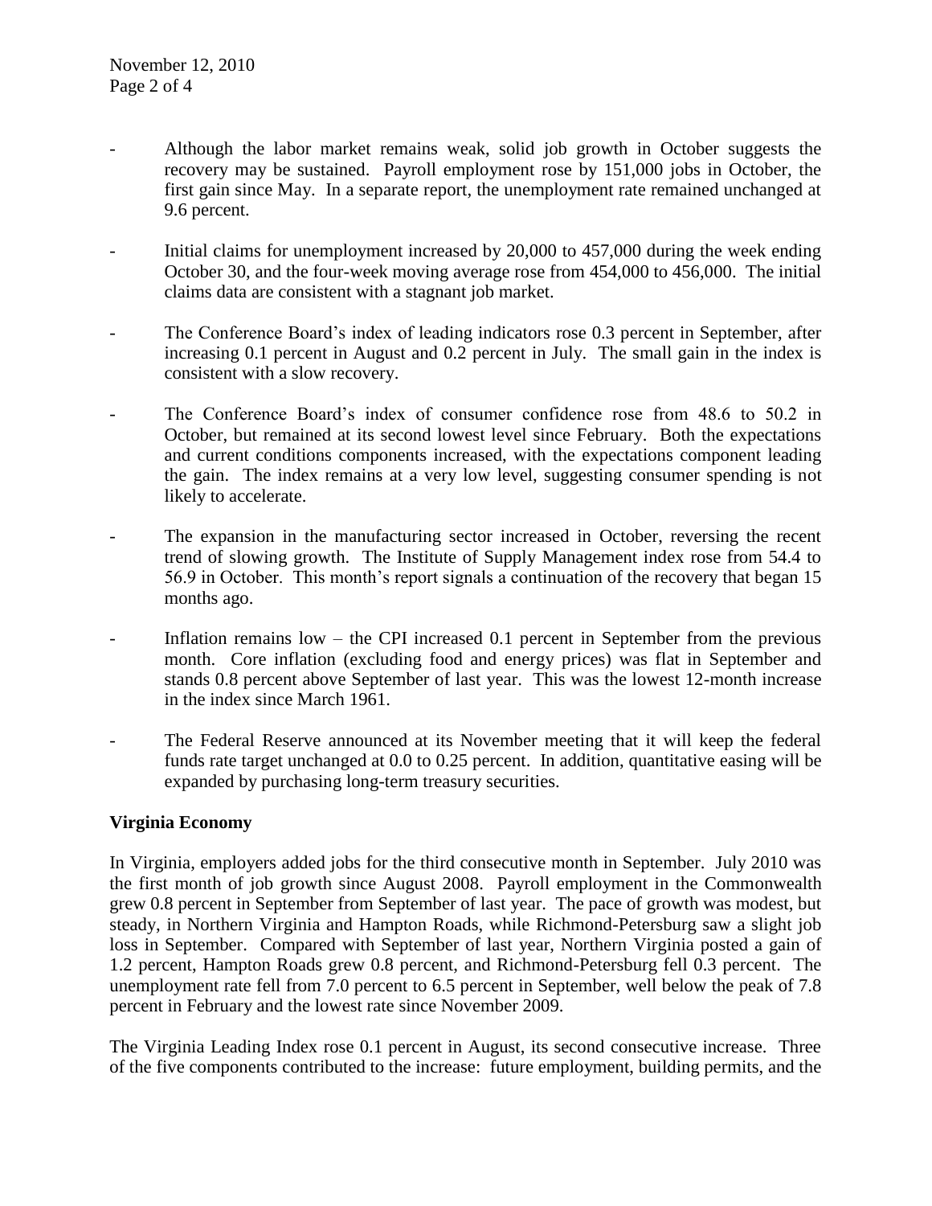- Although the labor market remains weak, solid job growth in October suggests the recovery may be sustained. Payroll employment rose by 151,000 jobs in October, the first gain since May. In a separate report, the unemployment rate remained unchanged at 9.6 percent.

- Initial claims for unemployment increased by 20,000 to 457,000 during the week ending October 30, and the four-week moving average rose from 454,000 to 456,000. The initial claims data are consistent with a stagnant job market.

- The Conference Board's index of leading indicators rose 0.3 percent in September, after increasing 0.1 percent in August and 0.2 percent in July. The small gain in the index is consistent with a slow recovery.

- The Conference Board's index of consumer confidence rose from 48.6 to 50.2 in October, but remained at its second lowest level since February. Both the expectations and current conditions components increased, with the expectations component leading the gain. The index remains at a very low level, suggesting consumer spending is not likely to accelerate.

- The expansion in the manufacturing sector increased in October, reversing the recent trend of slowing growth. The Institute of Supply Management index rose from 54.4 to 56.9 in October. This month's report signals a continuation of the recovery that began 15 months ago.

- Inflation remains low – the CPI increased 0.1 percent in September from the previous month. Core inflation (excluding food and energy prices) was flat in September and stands 0.8 percent above September of last year. This was the lowest 12-month increase in the index since March 1961.

- The Federal Reserve announced at its November meeting that it will keep the federal funds rate target unchanged at 0.0 to 0.25 percent. In addition, quantitative easing will be expanded by purchasing long-term treasury securities.

**Virginia Economy**

In Virginia, employers added jobs for the third consecutive month in September. July 2010 was the first month of job growth since August 2008. Payroll employment in the Commonwealth grew 0.8 percent in September from September of last year. The pace of growth was modest, but steady, in Northern Virginia and Hampton Roads, while Richmond-Petersburg saw a slight job loss in September. Compared with September of last year, Northern Virginia posted a gain of 1.2 percent, Hampton Roads grew 0.8 percent, and Richmond-Petersburg fell 0.3 percent. The unemployment rate fell from 7.0 percent to 6.5 percent in September, well below the peak of 7.8 percent in February and the lowest rate since November 2009.

The Virginia Leading Index rose 0.1 percent in August, its second consecutive increase. Three of the five components contributed to the increase: future employment, building permits, and the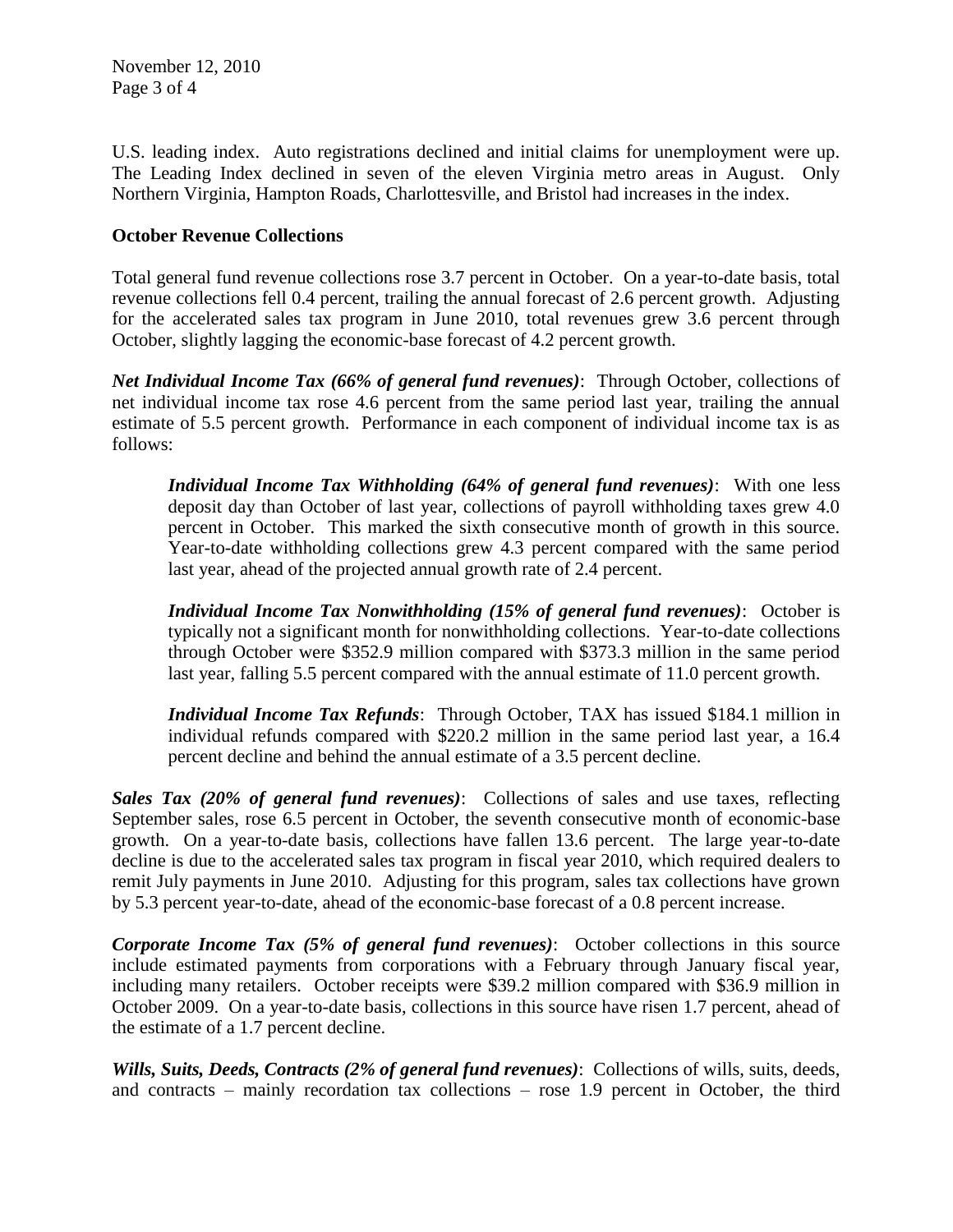U.S. leading index. Auto registrations declined and initial claims for unemployment were up. The Leading Index declined in seven of the eleven Virginia metro areas in August. Only Northern Virginia, Hampton Roads, Charlottesville, and Bristol had increases in the index.

**October Revenue Collections**

Total general fund revenue collections rose 3.7 percent in October. On a year-to-date basis, total revenue collections fell 0.4 percent, trailing the annual forecast of 2.6 percent growth. Adjusting for the accelerated sales tax program in June 2010, total revenues grew 3.6 percent through October, slightly lagging the economic-base forecast of 4.2 percent growth.

***Net Individual Income Tax (66% of general fund revenues)***: Through October, collections of net individual income tax rose 4.6 percent from the same period last year, trailing the annual estimate of 5.5 percent growth. Performance in each component of individual income tax is as follows:

> ***Individual Income Tax Withholding (64% of general fund revenues)***: With one less deposit day than October of last year, collections of payroll withholding taxes grew 4.0 percent in October. This marked the sixth consecutive month of growth in this source. Year-to-date withholding collections grew 4.3 percent compared with the same period last year, ahead of the projected annual growth rate of 2.4 percent.
>
> ***Individual Income Tax Nonwithholding (15% of general fund revenues)***: October is typically not a significant month for nonwithholding collections. Year-to-date collections through October were $352.9 million compared with $373.3 million in the same period last year, falling 5.5 percent compared with the annual estimate of 11.0 percent growth.
>
> ***Individual Income Tax Refunds***: Through October, TAX has issued $184.1 million in individual refunds compared with $220.2 million in the same period last year, a 16.4 percent decline and behind the annual estimate of a 3.5 percent decline.

***Sales Tax (20% of general fund revenues)***: Collections of sales and use taxes, reflecting September sales, rose 6.5 percent in October, the seventh consecutive month of economic-base growth. On a year-to-date basis, collections have fallen 13.6 percent. The large year-to-date decline is due to the accelerated sales tax program in fiscal year 2010, which required dealers to remit July payments in June 2010. Adjusting for this program, sales tax collections have grown by 5.3 percent year-to-date, ahead of the economic-base forecast of a 0.8 percent increase.

***Corporate Income Tax (5% of general fund revenues)***: October collections in this source include estimated payments from corporations with a February through January fiscal year, including many retailers. October receipts were $39.2 million compared with $36.9 million in October 2009. On a year-to-date basis, collections in this source have risen 1.7 percent, ahead of the estimate of a 1.7 percent decline.

***Wills, Suits, Deeds, Contracts (2% of general fund revenues)***: Collections of wills, suits, deeds, and contracts – mainly recordation tax collections – rose 1.9 percent in October, the third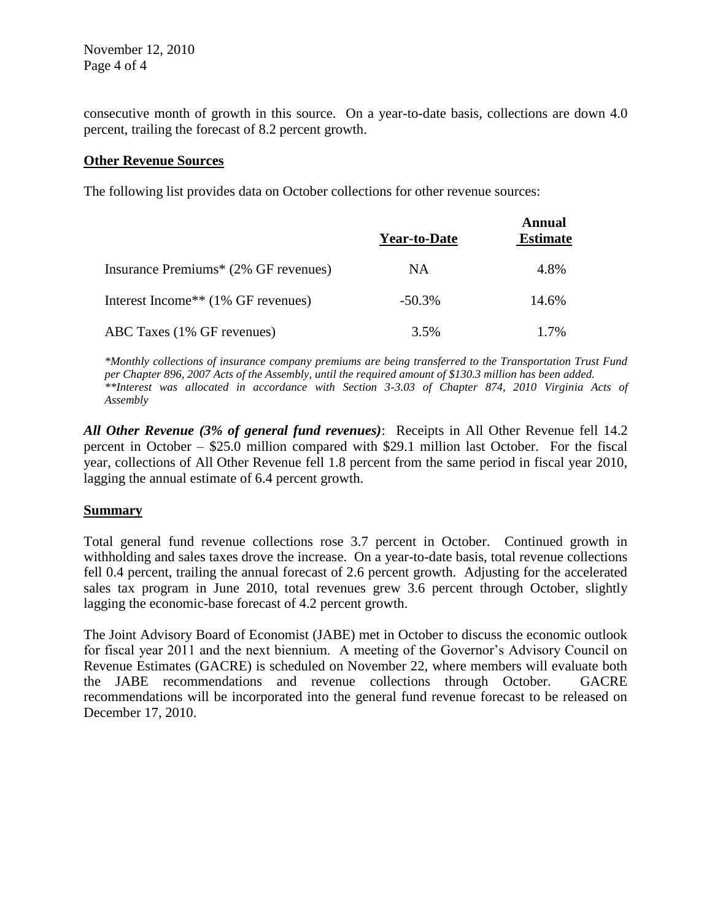consecutive month of growth in this source. On a year-to-date basis, collections are down 4.0 percent, trailing the forecast of 8.2 percent growth.

**Other Revenue Sources**

The following list provides data on October collections for other revenue sources:

| | Year-to-Date | Annual Estimate |
|---|---|---|
| Insurance Premiums* (2% GF revenues) | NA | 4.8% |
| Interest Income** (1% GF revenues) | -50.3% | 14.6% |
| ABC Taxes (1% GF revenues) | 3.5% | 1.7% |

*\*Monthly collections of insurance company premiums are being transferred to the Transportation Trust Fund per Chapter 896, 2007 Acts of the Assembly, until the required amount of $130.3 million has been added.*
*\*\*Interest was allocated in accordance with Section 3-3.03 of Chapter 874, 2010 Virginia Acts of Assembly*

***All Other Revenue (3% of general fund revenues)***: Receipts in All Other Revenue fell 14.2 percent in October – $25.0 million compared with $29.1 million last October. For the fiscal year, collections of All Other Revenue fell 1.8 percent from the same period in fiscal year 2010, lagging the annual estimate of 6.4 percent growth.

**Summary**

Total general fund revenue collections rose 3.7 percent in October. Continued growth in withholding and sales taxes drove the increase. On a year-to-date basis, total revenue collections fell 0.4 percent, trailing the annual forecast of 2.6 percent growth. Adjusting for the accelerated sales tax program in June 2010, total revenues grew 3.6 percent through October, slightly lagging the economic-base forecast of 4.2 percent growth.

The Joint Advisory Board of Economist (JABE) met in October to discuss the economic outlook for fiscal year 2011 and the next biennium. A meeting of the Governor's Advisory Council on Revenue Estimates (GACRE) is scheduled on November 22, where members will evaluate both the JABE recommendations and revenue collections through October. GACRE recommendations will be incorporated into the general fund revenue forecast to be released on December 17, 2010.